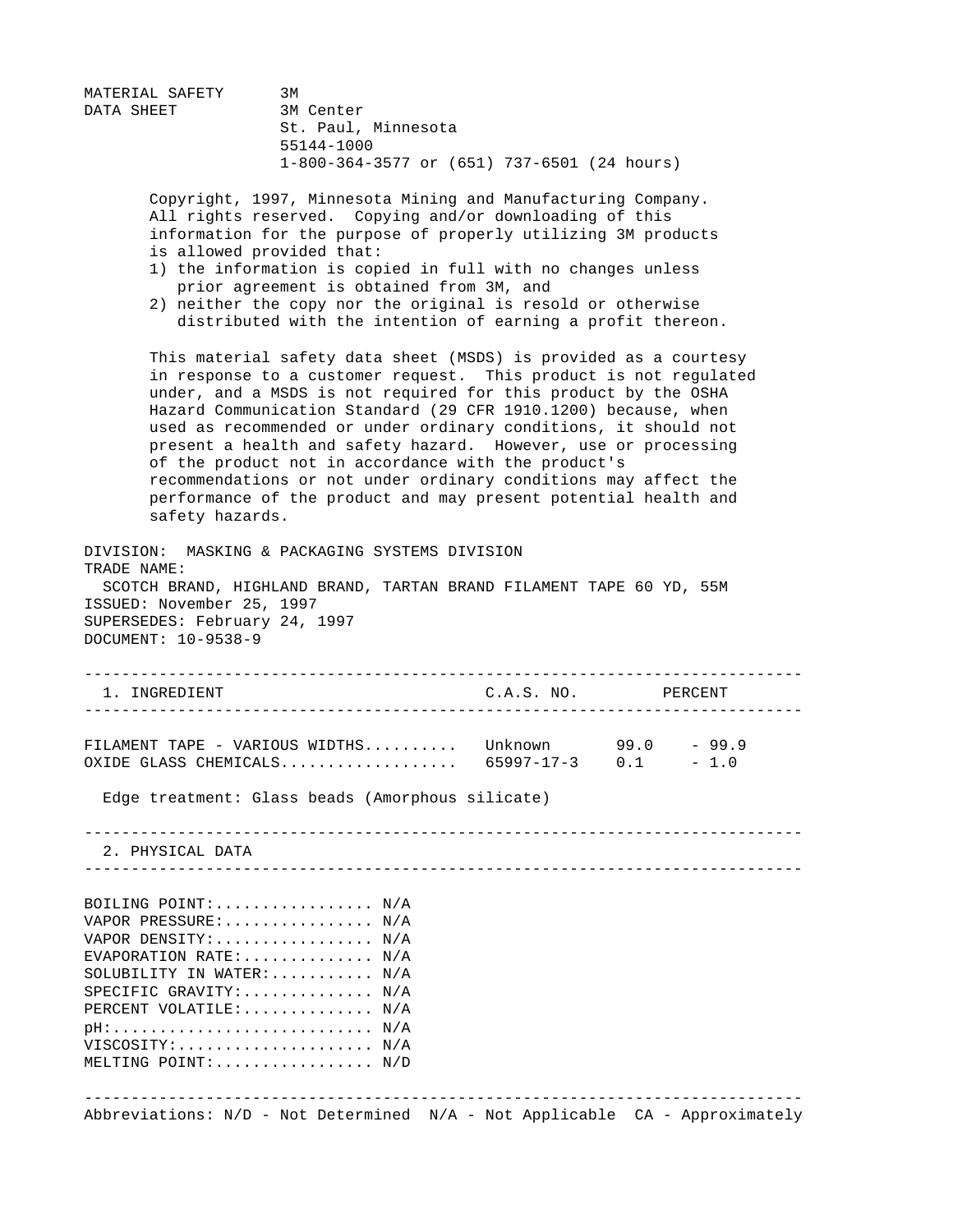MATERIAL SAFETY DATA SHEET

3M
3M Center
St. Paul, Minnesota
55144-1000
1-800-364-3577 or (651) 737-6501 (24 hours)

Copyright, 1997, Minnesota Mining and Manufacturing Company. All rights reserved. Copying and/or downloading of this information for the purpose of properly utilizing 3M products is allowed provided that:

1) the information is copied in full with no changes unless prior agreement is obtained from 3M, and
2) neither the copy nor the original is resold or otherwise distributed with the intention of earning a profit thereon.

This material safety data sheet (MSDS) is provided as a courtesy in response to a customer request. This product is not regulated under, and a MSDS is not required for this product by the OSHA Hazard Communication Standard (29 CFR 1910.1200) because, when used as recommended or under ordinary conditions, it should not present a health and safety hazard. However, use or processing of the product not in accordance with the product's recommendations or not under ordinary conditions may affect the performance of the product and may present potential health and safety hazards.

DIVISION: MASKING & PACKAGING SYSTEMS DIVISION
TRADE NAME:
SCOTCH BRAND, HIGHLAND BRAND, TARTAN BRAND FILAMENT TAPE 60 YD, 55M
ISSUED: November 25, 1997
SUPERSEDES: February 24, 1997
DOCUMENT: 10-9538-9

## 1. INGREDIENT

| 1. INGREDIENT | C.A.S. NO. | PERCENT |
|---|---|---|
| FILAMENT TAPE - VARIOUS WIDTHS.......... | Unknown | 99.0 - 99.9 |
| OXIDE GLASS CHEMICALS.................. | 65997-17-3 | 0.1 - 1.0 |

Edge treatment: Glass beads (Amorphous silicate)

## 2. PHYSICAL DATA

BOILING POINT:................. N/A
VAPOR PRESSURE:................ N/A
VAPOR DENSITY:................. N/A
EVAPORATION RATE:.............. N/A
SOLUBILITY IN WATER:........... N/A
SPECIFIC GRAVITY:.............. N/A
PERCENT VOLATILE:.............. N/A
pH:............................ N/A
VISCOSITY:..................... N/A
MELTING POINT:................. N/D

Abbreviations: N/D - Not Determined N/A - Not Applicable CA - Approximately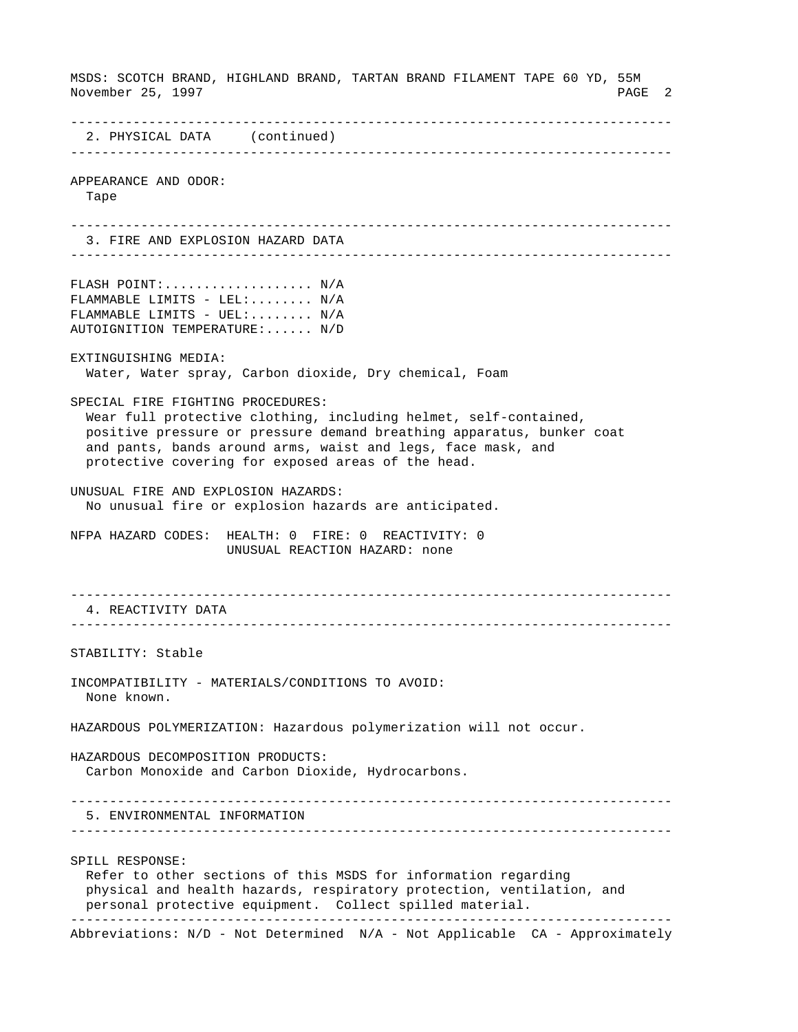## 2. PHYSICAL DATA (continued)

APPEARANCE AND ODOR:
Tape

## 3. FIRE AND EXPLOSION HAZARD DATA

FLASH POINT:................... N/A
FLAMMABLE LIMITS - LEL:........ N/A
FLAMMABLE LIMITS - UEL:........ N/A
AUTOIGNITION TEMPERATURE:...... N/D

EXTINGUISHING MEDIA:
Water, Water spray, Carbon dioxide, Dry chemical, Foam

SPECIAL FIRE FIGHTING PROCEDURES:
Wear full protective clothing, including helmet, self-contained, positive pressure or pressure demand breathing apparatus, bunker coat and pants, bands around arms, waist and legs, face mask, and protective covering for exposed areas of the head.

UNUSUAL FIRE AND EXPLOSION HAZARDS:
No unusual fire or explosion hazards are anticipated.

NFPA HAZARD CODES: HEALTH: 0 FIRE: 0 REACTIVITY: 0
UNUSUAL REACTION HAZARD: none

## 4. REACTIVITY DATA

STABILITY: Stable

INCOMPATIBILITY - MATERIALS/CONDITIONS TO AVOID:
None known.

HAZARDOUS POLYMERIZATION: Hazardous polymerization will not occur.

HAZARDOUS DECOMPOSITION PRODUCTS:
Carbon Monoxide and Carbon Dioxide, Hydrocarbons.

## 5. ENVIRONMENTAL INFORMATION

SPILL RESPONSE:
Refer to other sections of this MSDS for information regarding physical and health hazards, respiratory protection, ventilation, and personal protective equipment. Collect spilled material.

Abbreviations: N/D - Not Determined N/A - Not Applicable CA - Approximately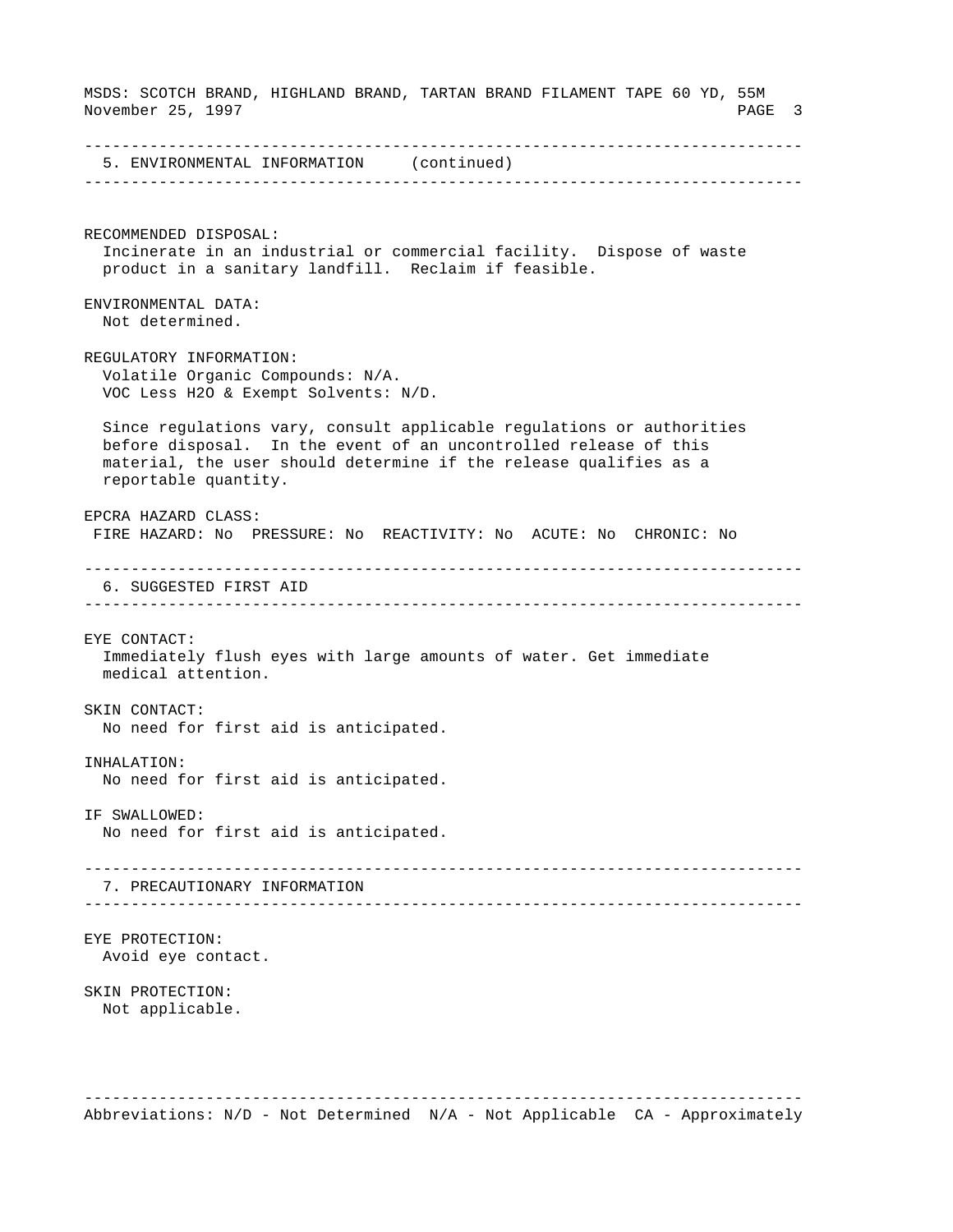## 5. ENVIRONMENTAL INFORMATION (continued)

**RECOMMENDED DISPOSAL:**
Incinerate in an industrial or commercial facility. Dispose of waste product in a sanitary landfill. Reclaim if feasible.

**ENVIRONMENTAL DATA:**
Not determined.

**REGULATORY INFORMATION:**
Volatile Organic Compounds: N/A.
VOC Less H2O & Exempt Solvents: N/D.

Since regulations vary, consult applicable regulations or authorities before disposal. In the event of an uncontrolled release of this material, the user should determine if the release qualifies as a reportable quantity.

**EPCRA HAZARD CLASS:**
FIRE HAZARD: No PRESSURE: No REACTIVITY: No ACUTE: No CHRONIC: No

## 6. SUGGESTED FIRST AID

**EYE CONTACT:**
Immediately flush eyes with large amounts of water. Get immediate medical attention.

**SKIN CONTACT:**
No need for first aid is anticipated.

**INHALATION:**
No need for first aid is anticipated.

**IF SWALLOWED:**
No need for first aid is anticipated.

## 7. PRECAUTIONARY INFORMATION

**EYE PROTECTION:**
Avoid eye contact.

**SKIN PROTECTION:**
Not applicable.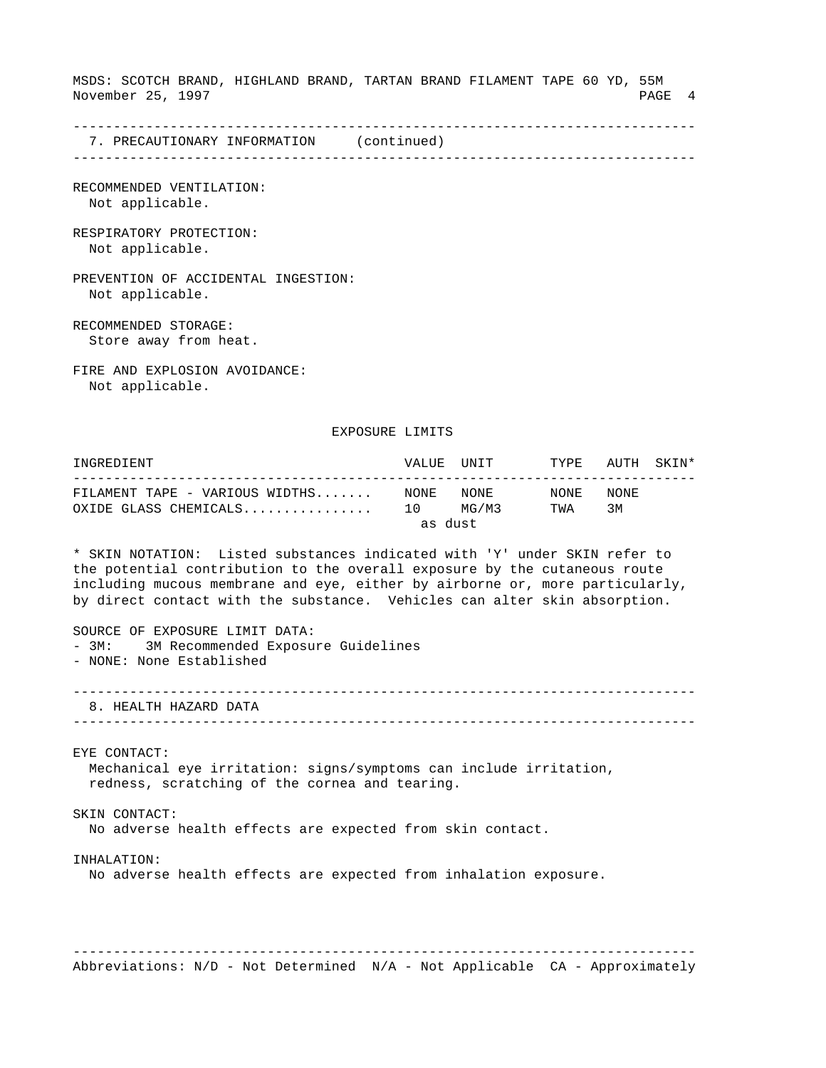## 7. PRECAUTIONARY INFORMATION (continued)

RECOMMENDED VENTILATION:
Not applicable.

RESPIRATORY PROTECTION:
Not applicable.

PREVENTION OF ACCIDENTAL INGESTION:
Not applicable.

RECOMMENDED STORAGE:
Store away from heat.

FIRE AND EXPLOSION AVOIDANCE:
Not applicable.

### EXPOSURE LIMITS

| INGREDIENT | VALUE | UNIT | TYPE | AUTH | SKIN* |
|---|---|---|---|---|---|
| FILAMENT TAPE - VARIOUS WIDTHS....... | NONE | NONE | NONE | NONE | |
| OXIDE GLASS CHEMICALS............... | 10 as dust | MG/M3 | TWA | 3M | |

* SKIN NOTATION: Listed substances indicated with 'Y' under SKIN refer to the potential contribution to the overall exposure by the cutaneous route including mucous membrane and eye, either by airborne or, more particularly, by direct contact with the substance. Vehicles can alter skin absorption.

SOURCE OF EXPOSURE LIMIT DATA:
- 3M: 3M Recommended Exposure Guidelines
- NONE: None Established

## 8. HEALTH HAZARD DATA

EYE CONTACT:
Mechanical eye irritation: signs/symptoms can include irritation, redness, scratching of the cornea and tearing.

SKIN CONTACT:
No adverse health effects are expected from skin contact.

INHALATION:
No adverse health effects are expected from inhalation exposure.

Abbreviations: N/D - Not Determined N/A - Not Applicable CA - Approximately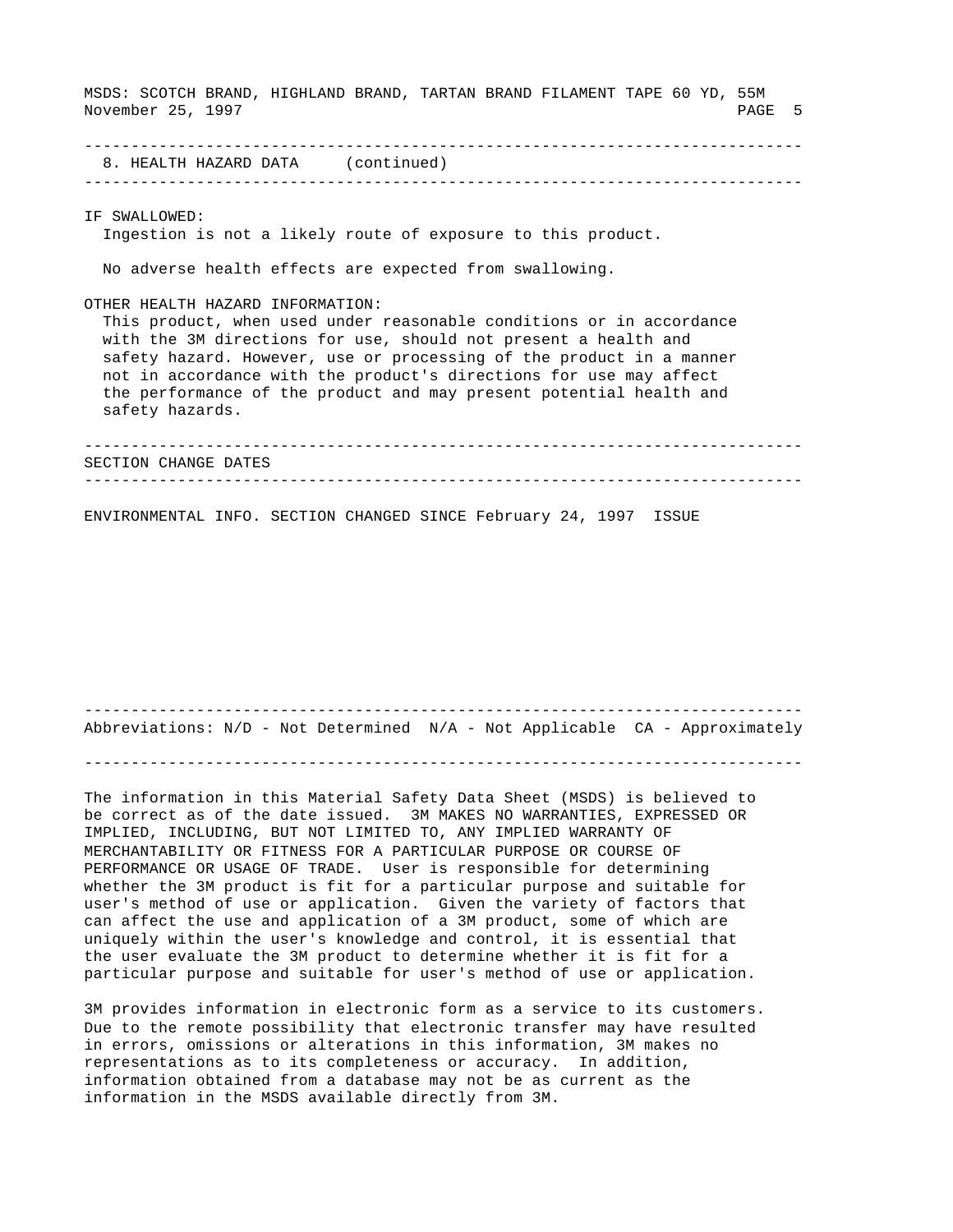## 8. HEALTH HAZARD DATA (continued)

IF SWALLOWED:
Ingestion is not a likely route of exposure to this product.

No adverse health effects are expected from swallowing.

OTHER HEALTH HAZARD INFORMATION:
This product, when used under reasonable conditions or in accordance with the 3M directions for use, should not present a health and safety hazard. However, use or processing of the product in a manner not in accordance with the product's directions for use may affect the performance of the product and may present potential health and safety hazards.

## SECTION CHANGE DATES

ENVIRONMENTAL INFO. SECTION CHANGED SINCE February 24, 1997 ISSUE

---

Abbreviations: N/D - Not Determined N/A - Not Applicable CA - Approximately

---

The information in this Material Safety Data Sheet (MSDS) is believed to be correct as of the date issued. 3M MAKES NO WARRANTIES, EXPRESSED OR IMPLIED, INCLUDING, BUT NOT LIMITED TO, ANY IMPLIED WARRANTY OF MERCHANTABILITY OR FITNESS FOR A PARTICULAR PURPOSE OR COURSE OF PERFORMANCE OR USAGE OF TRADE. User is responsible for determining whether the 3M product is fit for a particular purpose and suitable for user's method of use or application. Given the variety of factors that can affect the use and application of a 3M product, some of which are uniquely within the user's knowledge and control, it is essential that the user evaluate the 3M product to determine whether it is fit for a particular purpose and suitable for user's method of use or application.

3M provides information in electronic form as a service to its customers. Due to the remote possibility that electronic transfer may have resulted in errors, omissions or alterations in this information, 3M makes no representations as to its completeness or accuracy. In addition, information obtained from a database may not be as current as the information in the MSDS available directly from 3M.